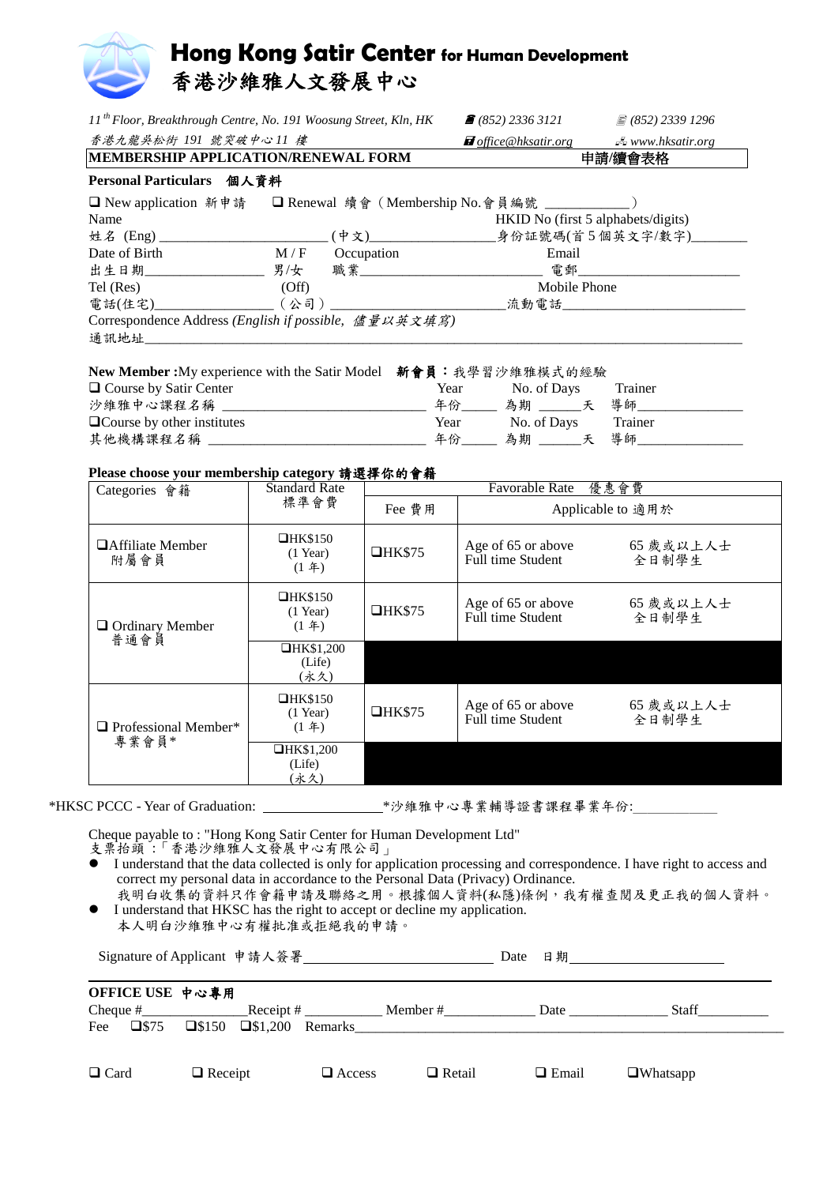# Hong Kong Satir Center for Human Development
# 香港沙維雅人文發展中心

*11th Floor, Breakthrough Centre, No. 191 Woosung Street, Kln, HK* | *(852) 2336 3121* | *(852) 2339 1296*

*香港九龍吳松街 191 號突破中心11 樓* | *office@hksatir.org* | *www.hksatir.org*

**MEMBERSHIP APPLICATION/RENEWAL FORM** **申請/續會表格**

**Personal Particulars 個人資料**

❑ New application 新申請 ❑ Renewal 續會 (Membership No.會員編號 ___________)

Name
姓名 (Eng) _______________________ (中文)________________

HKID No (first 5 alphabets/digits)
身份証號碼(首 5 個英文字/數字)________

Date of Birth
出生日期________________

M / F
男/女

Occupation
職業________________________

Email
電郵________________________

Tel (Res)
電話(住宅)________________

(Off)
(公司) ________________________

Mobile Phone
流動電話________________________

Correspondence Address *(English if possible, 儘量以英文填寫)*
通訊地址________________________________________________________________

**New Member :**My experience with the Satir Model **新會員：**我學習沙維雅模式的經驗

❑ Course by Satir Center
沙維雅中心課程名稱 ____________________________ Year 年份_____ No. of Days 為期 ______天 Trainer 導師_______________

❑Course by other institutes
其他機構課程名稱 ______________________________ Year 年份_____ No. of Days 為期 ______天 Trainer 導師_______________

**Please choose your membership category 請選擇你的會籍**

| Categories 會籍 | Standard Rate 標準會費 | Favorable Rate 優惠會費 | |
|---|---|---|---|
| | | Fee 費用 | Applicable to 適用於 |
| ❑Affiliate Member 附屬會員 | ❑HK$150 (1 Year) (1 年) | ❑HK$75 | Age of 65 or above 65 歲或以上人士<br>Full time Student 全日制學生 |
| ❑ Ordinary Member 普通會員 | ❑HK$150 (1 Year) (1 年) | ❑HK$75 | Age of 65 or above 65 歲或以上人士<br>Full time Student 全日制學生 |
| | ❑HK$1,200 (Life) (永久) | | |
| ❑ Professional Member* 專業會員* | ❑HK$150 (1 Year) (1 年) | ❑HK$75 | Age of 65 or above 65 歲或以上人士<br>Full time Student 全日制學生 |
| | ❑HK$1,200 (Life) (永久) | | |

*HKSC PCCC - Year of Graduation: ________________*沙維雅中心專業輔導證書課程畢業年份:___________

Cheque payable to : "Hong Kong Satir Center for Human Development Ltd"
支票抬頭 :「香港沙維雅人文發展中心有限公司」

- I understand that the data collected is only for application processing and correspondence. I have right to access and correct my personal data in accordance to the Personal Data (Privacy) Ordinance.
  我明白收集的資料只作會籍申請及聯絡之用。根據個人資料(私隱)條例，我有權查閱及更正我的個人資料。
- I understand that HKSC has the right to accept or decline my application.
  本人明白沙維雅中心有權批准或拒絕我的申請。

Signature of Applicant 申請人簽署__________________________ Date 日期____________________

**OFFICE USE 中心專用**

Cheque #_______________Receipt # __________ Member #____________ Date ______________ Staff__________

Fee ❑$75 ❑$150 ❑$1,200 Remarks________________________________________________________________

❑ Card ❑ Receipt ❑ Access ❑ Retail ❑ Email ❑Whatsapp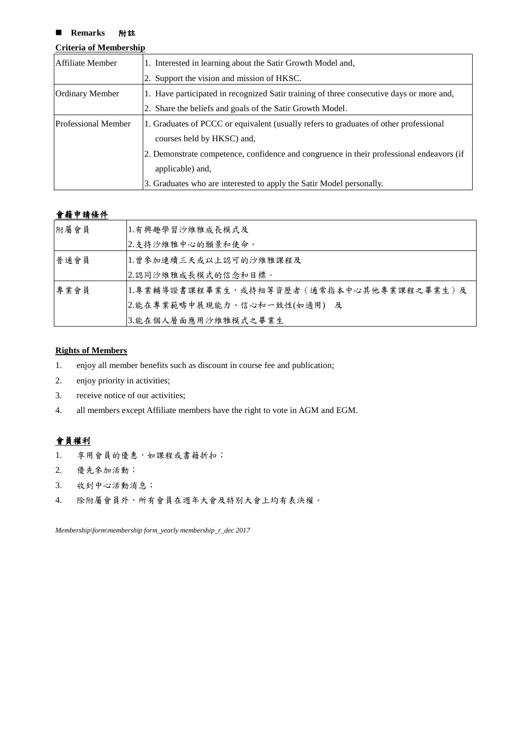■ **Remarks** **附註**

**Criteria of Membership**

| | |
|---|---|
| Affiliate Member | 1. Interested in learning about the Satir Growth Model and,<br>2. Support the vision and mission of HKSC. |
| Ordinary Member | 1. Have participated in recognized Satir training of three consecutive days or more and,<br>2. Share the beliefs and goals of the Satir Growth Model. |
| Professional Member | 1. Graduates of PCCC or equivalent (usually refers to graduates of other professional courses held by HKSC) and,<br>2. Demonstrate competence, confidence and congruence in their professional endeavors (if applicable) and,<br>3. Graduates who are interested to apply the Satir Model personally. |

**會籍申請條件**

| | |
|---|---|
| 附屬會員 | 1.有興趣學習沙維雅成長模式及<br>2.支持沙維雅中心的願景和使命。 |
| 普通會員 | 1.曾參加連續三天或以上認可的沙維雅課程及<br>2.認同沙維雅成長模式的信念和目標。 |
| 專業會員 | 1.專業輔導證書課程畢業生，或持相等資歷者（通常指本中心其他專業課程之畢業生）及<br>2.能在專業範疇中展現能力、信心和一致性(如適用) 及<br>3.能在個人層面應用沙維雅模式之畢業生 |

**Rights of Members**

1. enjoy all member benefits such as discount in course fee and publication;
2. enjoy priority in activities;
3. receive notice of our activities;
4. all members except Affiliate members have the right to vote in AGM and EGM.

**會員權利**

1. 享用會員的優惠，如課程或書籍折扣；
2. 優先參加活動；
3. 收到中心活動消息；
4. 除附屬會員外，所有會員在週年大會及特別大會上均有表決權。

*Membership\form\membership form_yearly membership_r_dec 2017*